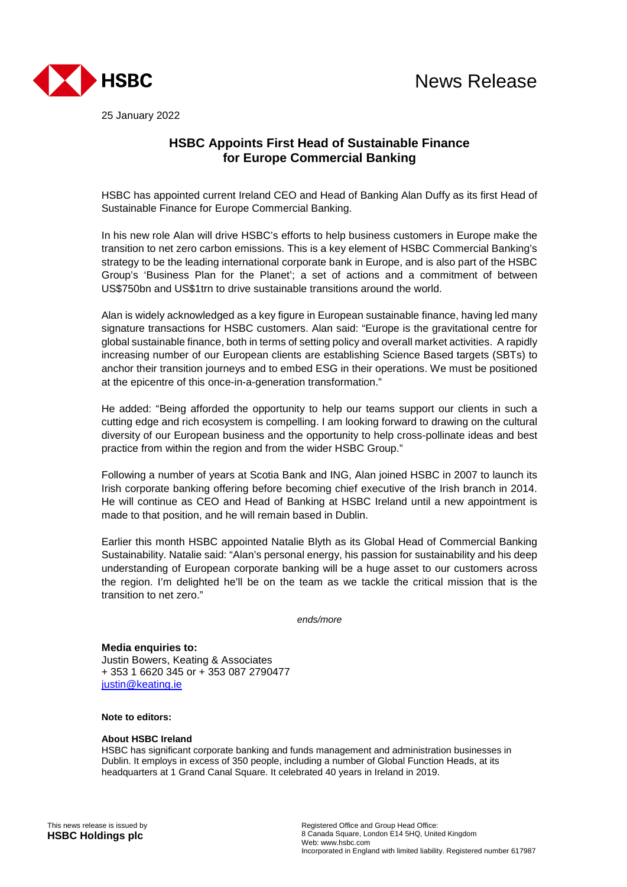HSBC

News Release

25 January 2022

# HSBC Appoints First Head of Sustainable Finance for Europe Commercial Banking

HSBC has appointed current Ireland CEO and Head of Banking Alan Duffy as its first Head of Sustainable Finance for Europe Commercial Banking.

In his new role Alan will drive HSBC's efforts to help business customers in Europe make the transition to net zero carbon emissions. This is a key element of HSBC Commercial Banking's strategy to be the leading international corporate bank in Europe, and is also part of the HSBC Group's 'Business Plan for the Planet'; a set of actions and a commitment of between US$750bn and US$1trn to drive sustainable transitions around the world.

Alan is widely acknowledged as a key figure in European sustainable finance, having led many signature transactions for HSBC customers. Alan said: "Europe is the gravitational centre for global sustainable finance, both in terms of setting policy and overall market activities. A rapidly increasing number of our European clients are establishing Science Based targets (SBTs) to anchor their transition journeys and to embed ESG in their operations. We must be positioned at the epicentre of this once-in-a-generation transformation."

He added: "Being afforded the opportunity to help our teams support our clients in such a cutting edge and rich ecosystem is compelling. I am looking forward to drawing on the cultural diversity of our European business and the opportunity to help cross-pollinate ideas and best practice from within the region and from the wider HSBC Group."

Following a number of years at Scotia Bank and ING, Alan joined HSBC in 2007 to launch its Irish corporate banking offering before becoming chief executive of the Irish branch in 2014. He will continue as CEO and Head of Banking at HSBC Ireland until a new appointment is made to that position, and he will remain based in Dublin.

Earlier this month HSBC appointed Natalie Blyth as its Global Head of Commercial Banking Sustainability. Natalie said: "Alan's personal energy, his passion for sustainability and his deep understanding of European corporate banking will be a huge asset to our customers across the region. I'm delighted he'll be on the team as we tackle the critical mission that is the transition to net zero."

*ends/more*

**Media enquiries to:**
Justin Bowers, Keating & Associates
+ 353 1 6620 345 or + 353 087 2790477
justin@keating.ie

**Note to editors:**

**About HSBC Ireland**
HSBC has significant corporate banking and funds management and administration businesses in Dublin. It employs in excess of 350 people, including a number of Global Function Heads, at its headquarters at 1 Grand Canal Square. It celebrated 40 years in Ireland in 2019.

This news release is issued by
**HSBC Holdings plc**

Registered Office and Group Head Office:
8 Canada Square, London E14 5HQ, United Kingdom
Web: www.hsbc.com
Incorporated in England with limited liability. Registered number 617987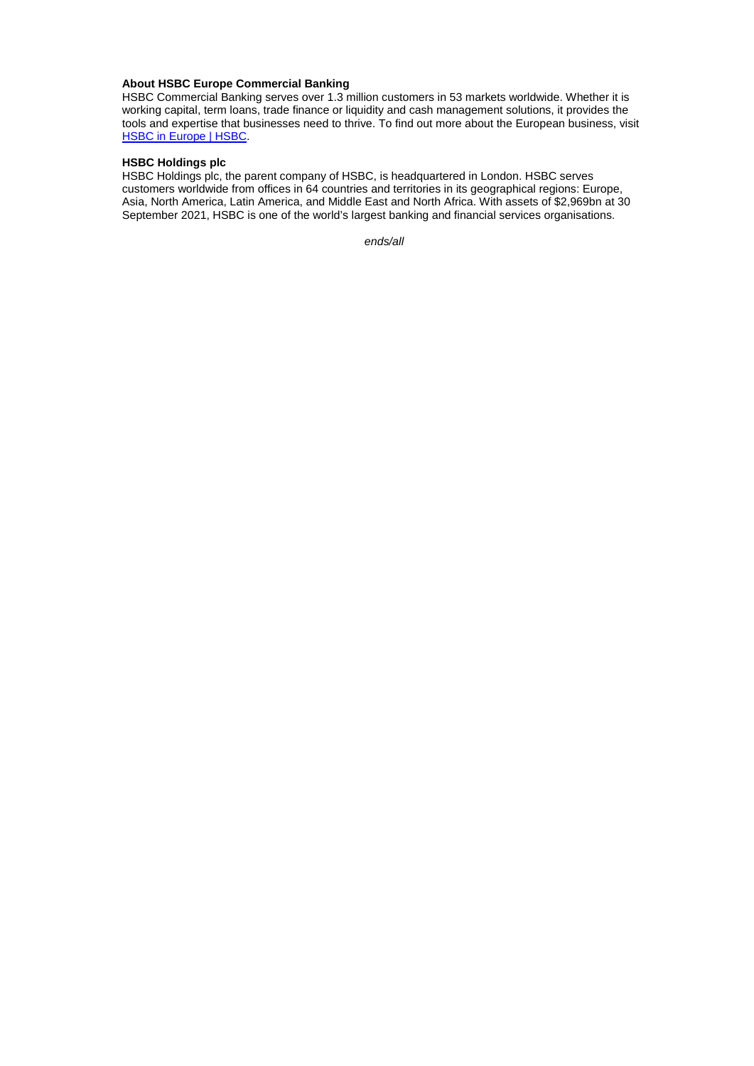**About HSBC Europe Commercial Banking**

HSBC Commercial Banking serves over 1.3 million customers in 53 markets worldwide. Whether it is working capital, term loans, trade finance or liquidity and cash management solutions, it provides the tools and expertise that businesses need to thrive. To find out more about the European business, visit HSBC in Europe | HSBC.

**HSBC Holdings plc**

HSBC Holdings plc, the parent company of HSBC, is headquartered in London. HSBC serves customers worldwide from offices in 64 countries and territories in its geographical regions: Europe, Asia, North America, Latin America, and Middle East and North Africa. With assets of $2,969bn at 30 September 2021, HSBC is one of the world's largest banking and financial services organisations.

*ends/all*